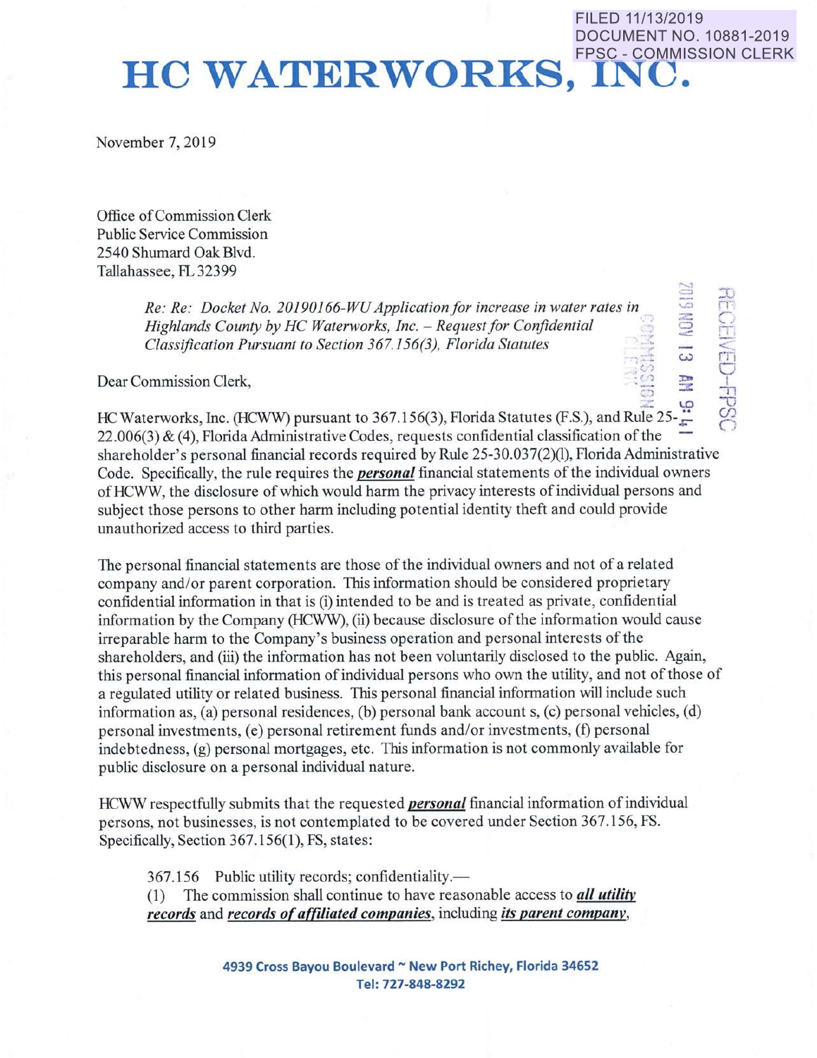FILED 11/13/2019
DOCUMENT NO. 10881-2019
FPSC - COMMISSION CLERK

# HC WATERWORKS, INC.

November 7, 2019

Office of Commission Clerk
Public Service Commission
2540 Shumard Oak Blvd.
Tallahassee, FL 32399

> *Re: Re: Docket No. 20190166-WU Application for increase in water rates in Highlands County by HC Waterworks, Inc. – Request for Confidential Classification Pursuant to Section 367.156(3), Florida Statutes*

Dear Commission Clerk,

HC Waterworks, Inc. (HCWW) pursuant to 367.156(3), Florida Statutes (F.S.), and Rule 25-22.006(3) & (4), Florida Administrative Codes, requests confidential classification of the shareholder's personal financial records required by Rule 25-30.037(2)(l), Florida Administrative Code. Specifically, the rule requires the ***personal*** financial statements of the individual owners of HCWW, the disclosure of which would harm the privacy interests of individual persons and subject those persons to other harm including potential identity theft and could provide unauthorized access to third parties.

The personal financial statements are those of the individual owners and not of a related company and/or parent corporation. This information should be considered proprietary confidential information in that is (i) intended to be and is treated as private, confidential information by the Company (HCWW), (ii) because disclosure of the information would cause irreparable harm to the Company's business operation and personal interests of the shareholders, and (iii) the information has not been voluntarily disclosed to the public. Again, this personal financial information of individual persons who own the utility, and not of those of a regulated utility or related business. This personal financial information will include such information as, (a) personal residences, (b) personal bank account s, (c) personal vehicles, (d) personal investments, (e) personal retirement funds and/or investments, (f) personal indebtedness, (g) personal mortgages, etc. This information is not commonly available for public disclosure on a personal individual nature.

HCWW respectfully submits that the requested ***personal*** financial information of individual persons, not businesses, is not contemplated to be covered under Section 367.156, FS. Specifically, Section 367.156(1), FS, states:

> 367.156 Public utility records; confidentiality.—
> (1) The commission shall continue to have reasonable access to ***all utility records*** and ***records of affiliated companies***, including ***its parent company***,

**4939 Cross Bayou Boulevard ~ New Port Richey, Florida 34652**
**Tel: 727-848-8292**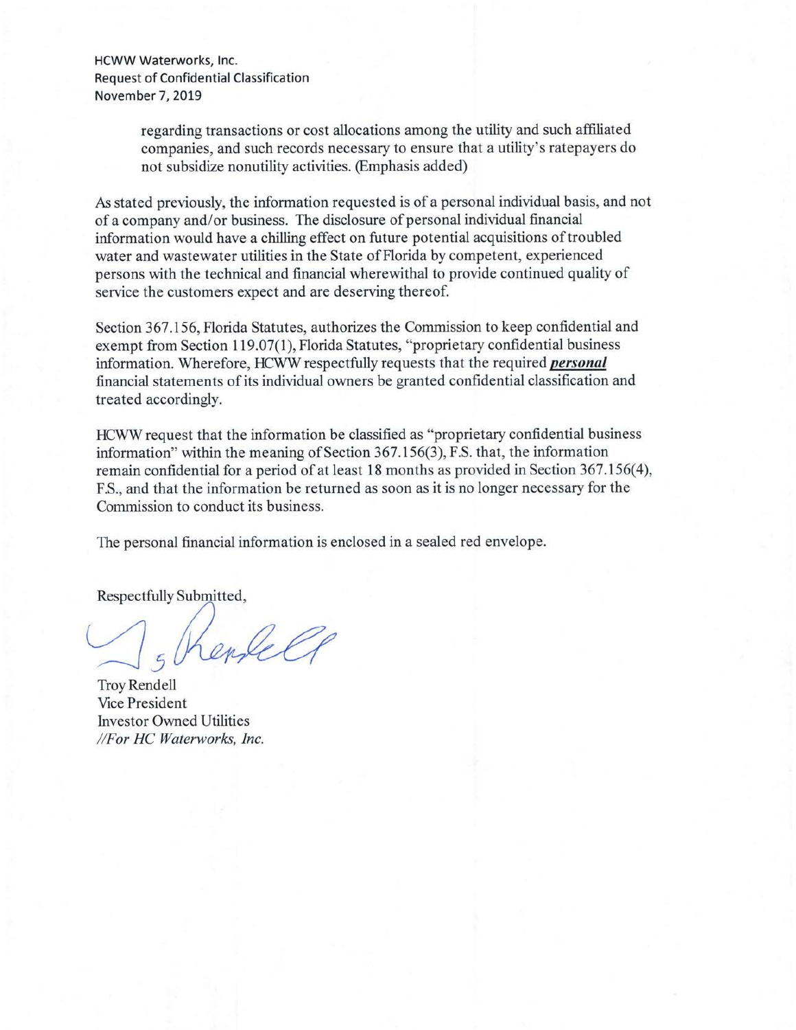regarding transactions or cost allocations among the utility and such affiliated companies, and such records necessary to ensure that a utility's ratepayers do not subsidize nonutility activities. (Emphasis added)

As stated previously, the information requested is of a personal individual basis, and not of a company and/or business. The disclosure of personal individual financial information would have a chilling effect on future potential acquisitions of troubled water and wastewater utilities in the State of Florida by competent, experienced persons with the technical and financial wherewithal to provide continued quality of service the customers expect and are deserving thereof.

Section 367.156, Florida Statutes, authorizes the Commission to keep confidential and exempt from Section 119.07(1), Florida Statutes, "proprietary confidential business information. Wherefore, HCWW respectfully requests that the required ***personal*** financial statements of its individual owners be granted confidential classification and treated accordingly.

HCWW request that the information be classified as "proprietary confidential business information" within the meaning of Section 367.156(3), F.S. that, the information remain confidential for a period of at least 18 months as provided in Section 367.156(4), F.S., and that the information be returned as soon as it is no longer necessary for the Commission to conduct its business.

The personal financial information is enclosed in a sealed red envelope.

Respectfully Submitted,

Troy Rendell
Vice President
Investor Owned Utilities
*//For HC Waterworks, Inc.*